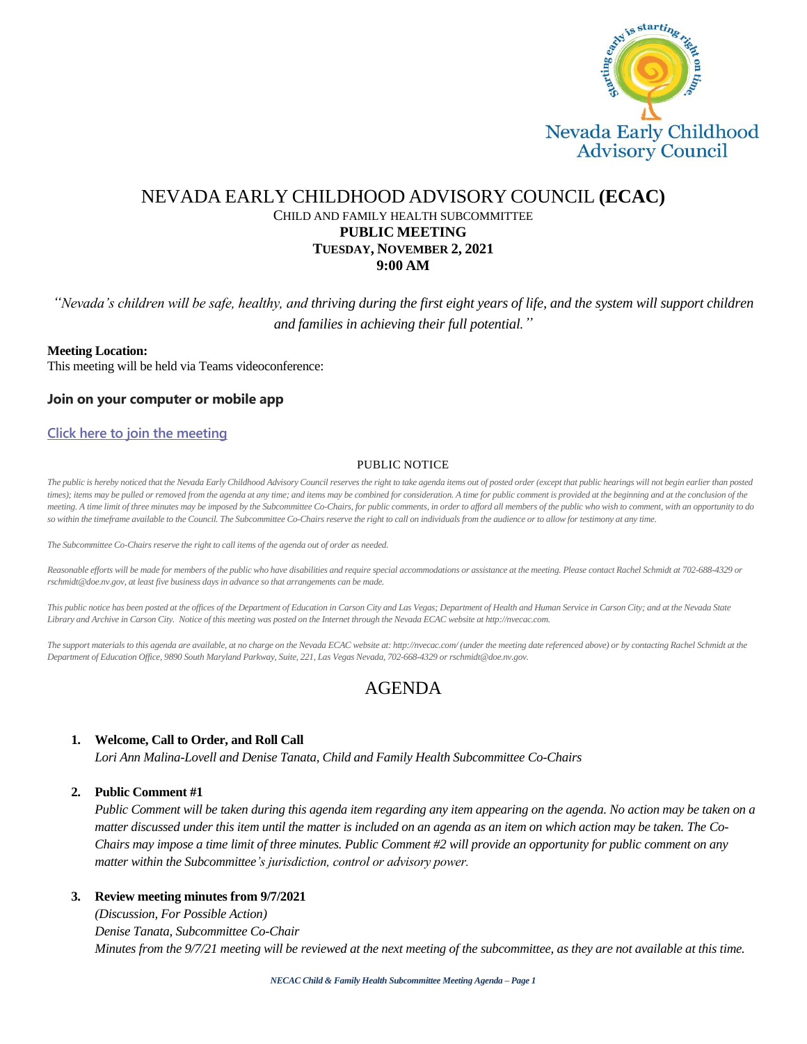# NEVADA EARLY CHILDHOOD ADVISORY COUNCIL **(ECAC)**

CHILD AND FAMILY HEALTH SUBCOMMITTEE

**PUBLIC MEETING**

**TUESDAY, NOVEMBER 2, 2021**

**9:00 AM**

*"Nevada's children will be safe, healthy, and thriving during the first eight years of life, and the system will support children and families in achieving their full potential."*

**Meeting Location:**
This meeting will be held via Teams videoconference:

### Join on your computer or mobile app

**Click here to join the meeting**

PUBLIC NOTICE

*The public is hereby noticed that the Nevada Early Childhood Advisory Council reserves the right to take agenda items out of posted order (except that public hearings will not begin earlier than posted times); items may be pulled or removed from the agenda at any time; and items may be combined for consideration. A time for public comment is provided at the beginning and at the conclusion of the meeting. A time limit of three minutes may be imposed by the Subcommittee Co-Chairs, for public comments, in order to afford all members of the public who wish to comment, with an opportunity to do so within the timeframe available to the Council. The Subcommittee Co-Chairs reserve the right to call on individuals from the audience or to allow for testimony at any time.*

*The Subcommittee Co-Chairs reserve the right to call items of the agenda out of order as needed.*

*Reasonable efforts will be made for members of the public who have disabilities and require special accommodations or assistance at the meeting. Please contact Rachel Schmidt at 702-688-4329 or rschmidt@doe.nv.gov, at least five business days in advance so that arrangements can be made.*

*This public notice has been posted at the offices of the Department of Education in Carson City and Las Vegas; Department of Health and Human Service in Carson City; and at the Nevada State Library and Archive in Carson City. Notice of this meeting was posted on the Internet through the Nevada ECAC website at http://nvecac.com.*

*The support materials to this agenda are available, at no charge on the Nevada ECAC website at: http://nvecac.com/ (under the meeting date referenced above) or by contacting Rachel Schmidt at the Department of Education Office, 9890 South Maryland Parkway, Suite, 221, Las Vegas Nevada, 702-668-4329 or rschmidt@doe.nv.gov.*

## AGENDA

1. **Welcome, Call to Order, and Roll Call**
   *Lori Ann Malina-Lovell and Denise Tanata, Child and Family Health Subcommittee Co-Chairs*

2. **Public Comment #1**
   *Public Comment will be taken during this agenda item regarding any item appearing on the agenda. No action may be taken on a matter discussed under this item until the matter is included on an agenda as an item on which action may be taken. The Co-Chairs may impose a time limit of three minutes. Public Comment #2 will provide an opportunity for public comment on any matter within the Subcommittee's jurisdiction, control or advisory power.*

3. **Review meeting minutes from 9/7/2021**
   *(Discussion, For Possible Action)*
   *Denise Tanata, Subcommittee Co-Chair*
   *Minutes from the 9/7/21 meeting will be reviewed at the next meeting of the subcommittee, as they are not available at this time.*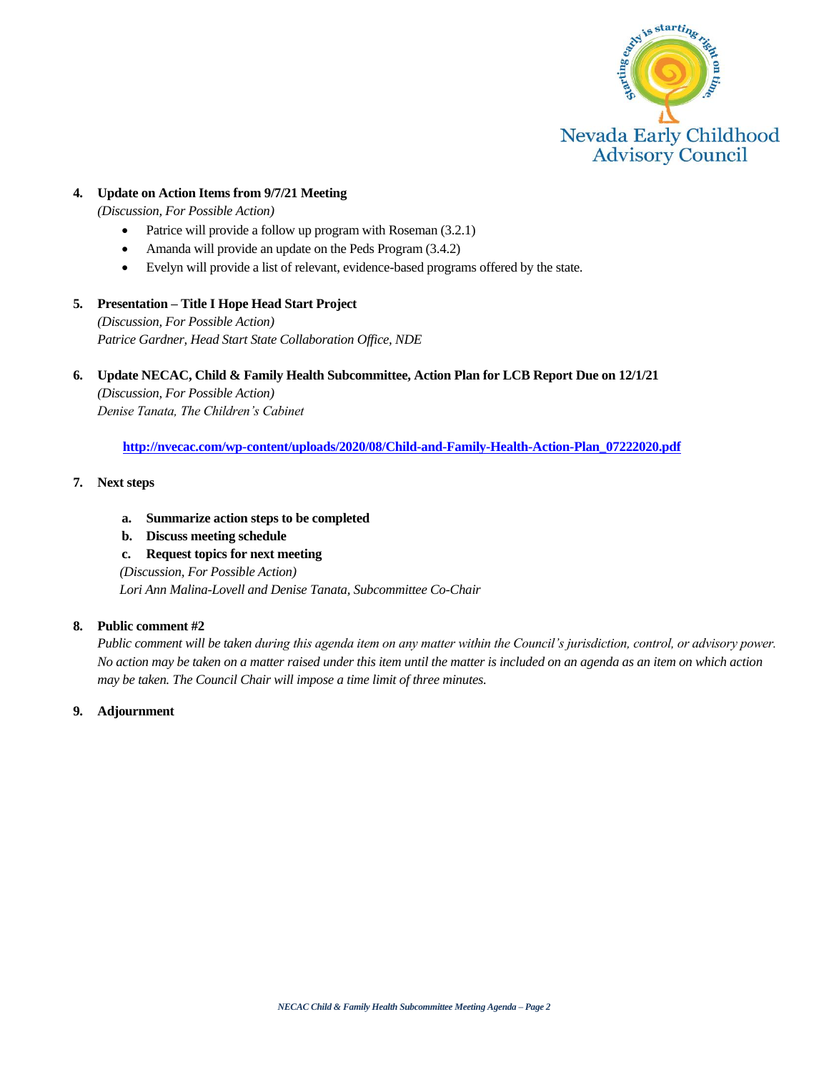4. **Update on Action Items from 9/7/21 Meeting**
   *(Discussion, For Possible Action)*
   - Patrice will provide a follow up program with Roseman (3.2.1)
   - Amanda will provide an update on the Peds Program (3.4.2)
   - Evelyn will provide a list of relevant, evidence-based programs offered by the state.

5. **Presentation – Title I Hope Head Start Project**
   *(Discussion, For Possible Action)*
   *Patrice Gardner, Head Start State Collaboration Office, NDE*

6. **Update NECAC, Child & Family Health Subcommittee, Action Plan for LCB Report Due on 12/1/21**
   *(Discussion, For Possible Action)*
   *Denise Tanata, The Children's Cabinet*

   **http://nvecac.com/wp-content/uploads/2020/08/Child-and-Family-Health-Action-Plan_07222020.pdf**

7. **Next steps**
   a. **Summarize action steps to be completed**
   b. **Discuss meeting schedule**
   c. **Request topics for next meeting**

   *(Discussion, For Possible Action)*
   *Lori Ann Malina-Lovell and Denise Tanata, Subcommittee Co-Chair*

8. **Public comment #2**
   *Public comment will be taken during this agenda item on any matter within the Council's jurisdiction, control, or advisory power. No action may be taken on a matter raised under this item until the matter is included on an agenda as an item on which action may be taken. The Council Chair will impose a time limit of three minutes.*

9. **Adjournment**